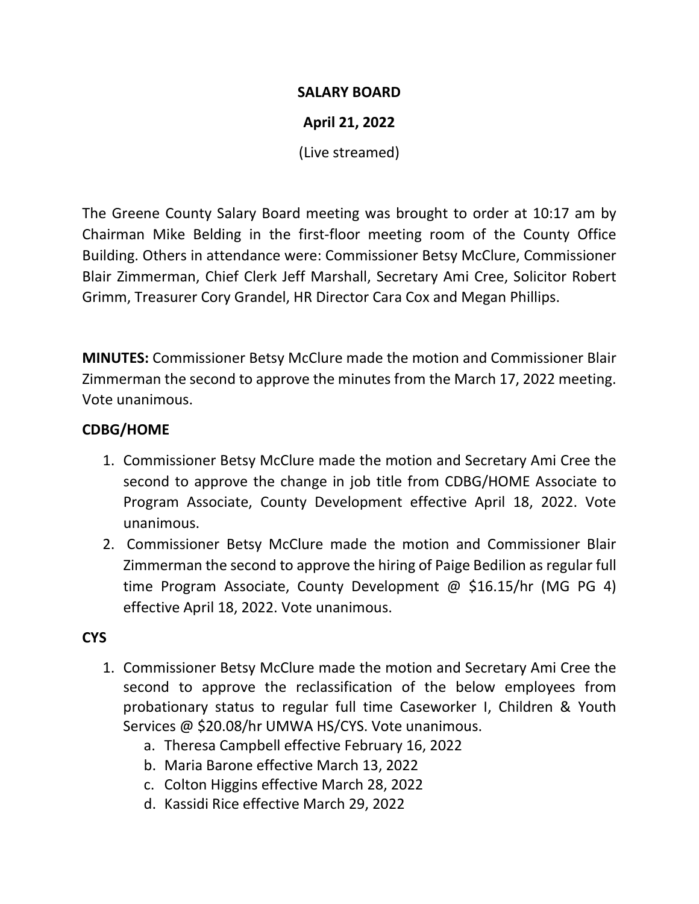# SALARY BOARD

## April 21, 2022

(Live streamed)

The Greene County Salary Board meeting was brought to order at 10:17 am by Chairman Mike Belding in the first-floor meeting room of the County Office Building. Others in attendance were: Commissioner Betsy McClure, Commissioner Blair Zimmerman, Chief Clerk Jeff Marshall, Secretary Ami Cree, Solicitor Robert Grimm, Treasurer Cory Grandel, HR Director Cara Cox and Megan Phillips.

**MINUTES:** Commissioner Betsy McClure made the motion and Commissioner Blair Zimmerman the second to approve the minutes from the March 17, 2022 meeting. Vote unanimous.

**CDBG/HOME**

1. Commissioner Betsy McClure made the motion and Secretary Ami Cree the second to approve the change in job title from CDBG/HOME Associate to Program Associate, County Development effective April 18, 2022. Vote unanimous.
2. Commissioner Betsy McClure made the motion and Commissioner Blair Zimmerman the second to approve the hiring of Paige Bedilion as regular full time Program Associate, County Development @ $16.15/hr (MG PG 4) effective April 18, 2022. Vote unanimous.

**CYS**

1. Commissioner Betsy McClure made the motion and Secretary Ami Cree the second to approve the reclassification of the below employees from probationary status to regular full time Caseworker I, Children & Youth Services @ $20.08/hr UMWA HS/CYS. Vote unanimous.
   a. Theresa Campbell effective February 16, 2022
   b. Maria Barone effective March 13, 2022
   c. Colton Higgins effective March 28, 2022
   d. Kassidi Rice effective March 29, 2022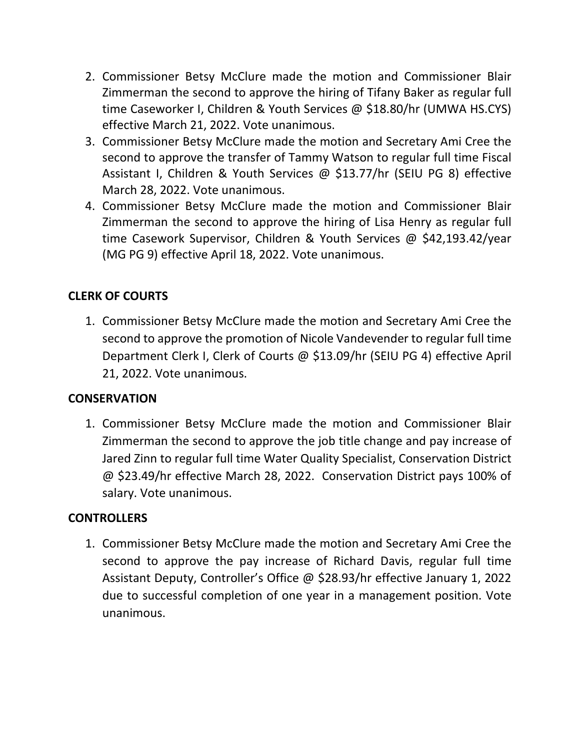2. Commissioner Betsy McClure made the motion and Commissioner Blair Zimmerman the second to approve the hiring of Tifany Baker as regular full time Caseworker I, Children & Youth Services @ $18.80/hr (UMWA HS.CYS) effective March 21, 2022. Vote unanimous.
3. Commissioner Betsy McClure made the motion and Secretary Ami Cree the second to approve the transfer of Tammy Watson to regular full time Fiscal Assistant I, Children & Youth Services @ $13.77/hr (SEIU PG 8) effective March 28, 2022. Vote unanimous.
4. Commissioner Betsy McClure made the motion and Commissioner Blair Zimmerman the second to approve the hiring of Lisa Henry as regular full time Casework Supervisor, Children & Youth Services @ $42,193.42/year (MG PG 9) effective April 18, 2022. Vote unanimous.

**CLERK OF COURTS**

1. Commissioner Betsy McClure made the motion and Secretary Ami Cree the second to approve the promotion of Nicole Vandevender to regular full time Department Clerk I, Clerk of Courts @ $13.09/hr (SEIU PG 4) effective April 21, 2022. Vote unanimous.

**CONSERVATION**

1. Commissioner Betsy McClure made the motion and Commissioner Blair Zimmerman the second to approve the job title change and pay increase of Jared Zinn to regular full time Water Quality Specialist, Conservation District @ $23.49/hr effective March 28, 2022. Conservation District pays 100% of salary. Vote unanimous.

**CONTROLLERS**

1. Commissioner Betsy McClure made the motion and Secretary Ami Cree the second to approve the pay increase of Richard Davis, regular full time Assistant Deputy, Controller's Office @ $28.93/hr effective January 1, 2022 due to successful completion of one year in a management position. Vote unanimous.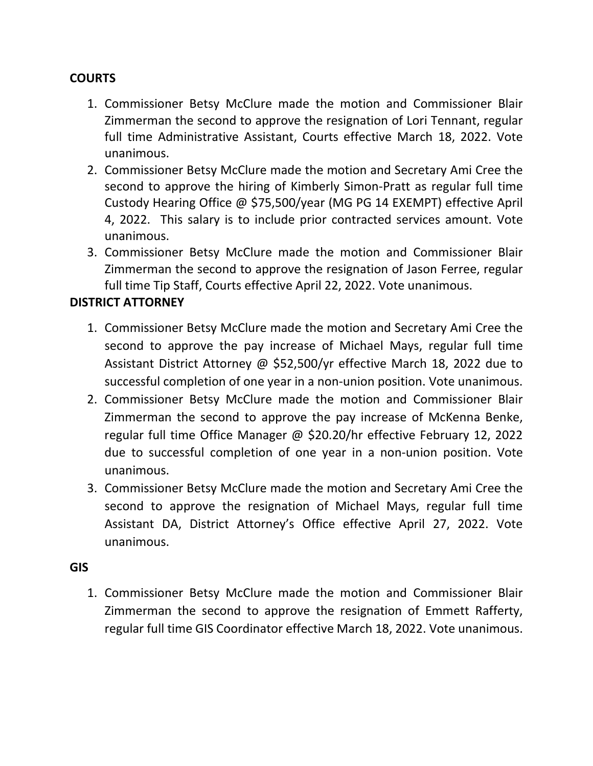**COURTS**

1. Commissioner Betsy McClure made the motion and Commissioner Blair Zimmerman the second to approve the resignation of Lori Tennant, regular full time Administrative Assistant, Courts effective March 18, 2022. Vote unanimous.
2. Commissioner Betsy McClure made the motion and Secretary Ami Cree the second to approve the hiring of Kimberly Simon-Pratt as regular full time Custody Hearing Office @ $75,500/year (MG PG 14 EXEMPT) effective April 4, 2022. This salary is to include prior contracted services amount. Vote unanimous.
3. Commissioner Betsy McClure made the motion and Commissioner Blair Zimmerman the second to approve the resignation of Jason Ferree, regular full time Tip Staff, Courts effective April 22, 2022. Vote unanimous.

**DISTRICT ATTORNEY**

1. Commissioner Betsy McClure made the motion and Secretary Ami Cree the second to approve the pay increase of Michael Mays, regular full time Assistant District Attorney @ $52,500/yr effective March 18, 2022 due to successful completion of one year in a non-union position. Vote unanimous.
2. Commissioner Betsy McClure made the motion and Commissioner Blair Zimmerman the second to approve the pay increase of McKenna Benke, regular full time Office Manager @ $20.20/hr effective February 12, 2022 due to successful completion of one year in a non-union position. Vote unanimous.
3. Commissioner Betsy McClure made the motion and Secretary Ami Cree the second to approve the resignation of Michael Mays, regular full time Assistant DA, District Attorney's Office effective April 27, 2022. Vote unanimous.

**GIS**

1. Commissioner Betsy McClure made the motion and Commissioner Blair Zimmerman the second to approve the resignation of Emmett Rafferty, regular full time GIS Coordinator effective March 18, 2022. Vote unanimous.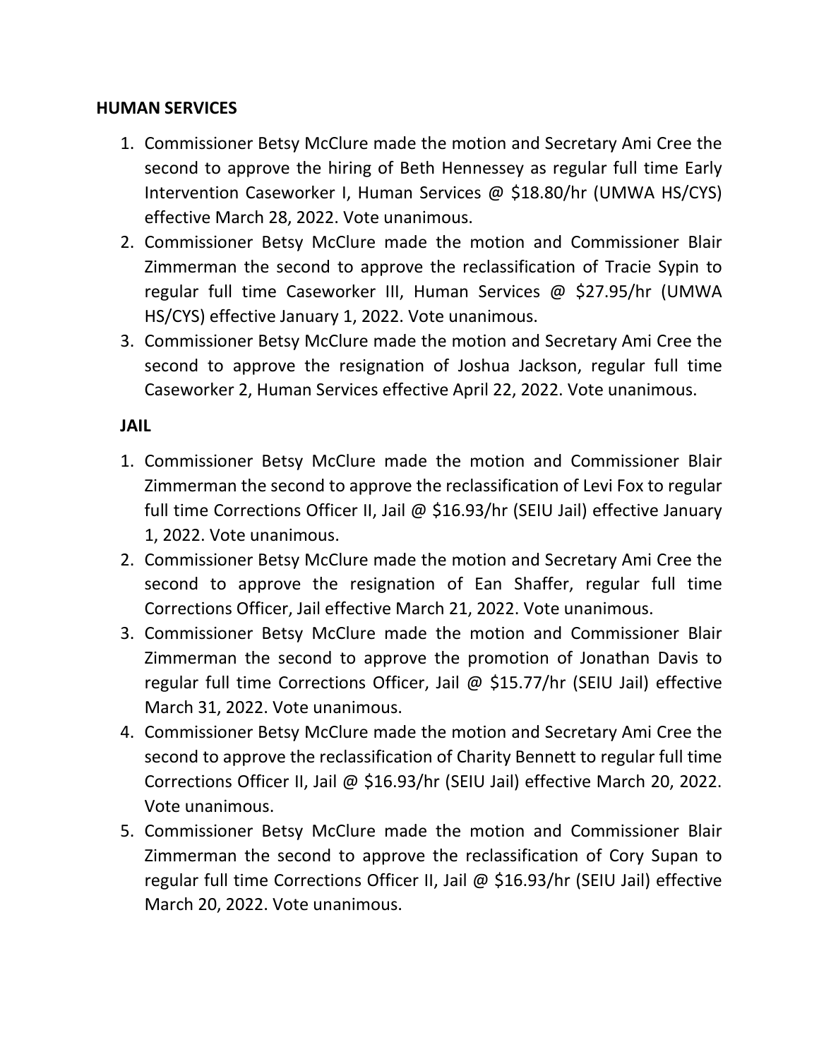**HUMAN SERVICES**

1. Commissioner Betsy McClure made the motion and Secretary Ami Cree the second to approve the hiring of Beth Hennessey as regular full time Early Intervention Caseworker I, Human Services @ $18.80/hr (UMWA HS/CYS) effective March 28, 2022. Vote unanimous.
2. Commissioner Betsy McClure made the motion and Commissioner Blair Zimmerman the second to approve the reclassification of Tracie Sypin to regular full time Caseworker III, Human Services @ $27.95/hr (UMWA HS/CYS) effective January 1, 2022. Vote unanimous.
3. Commissioner Betsy McClure made the motion and Secretary Ami Cree the second to approve the resignation of Joshua Jackson, regular full time Caseworker 2, Human Services effective April 22, 2022. Vote unanimous.

**JAIL**

1. Commissioner Betsy McClure made the motion and Commissioner Blair Zimmerman the second to approve the reclassification of Levi Fox to regular full time Corrections Officer II, Jail @ $16.93/hr (SEIU Jail) effective January 1, 2022. Vote unanimous.
2. Commissioner Betsy McClure made the motion and Secretary Ami Cree the second to approve the resignation of Ean Shaffer, regular full time Corrections Officer, Jail effective March 21, 2022. Vote unanimous.
3. Commissioner Betsy McClure made the motion and Commissioner Blair Zimmerman the second to approve the promotion of Jonathan Davis to regular full time Corrections Officer, Jail @ $15.77/hr (SEIU Jail) effective March 31, 2022. Vote unanimous.
4. Commissioner Betsy McClure made the motion and Secretary Ami Cree the second to approve the reclassification of Charity Bennett to regular full time Corrections Officer II, Jail @ $16.93/hr (SEIU Jail) effective March 20, 2022. Vote unanimous.
5. Commissioner Betsy McClure made the motion and Commissioner Blair Zimmerman the second to approve the reclassification of Cory Supan to regular full time Corrections Officer II, Jail @ $16.93/hr (SEIU Jail) effective March 20, 2022. Vote unanimous.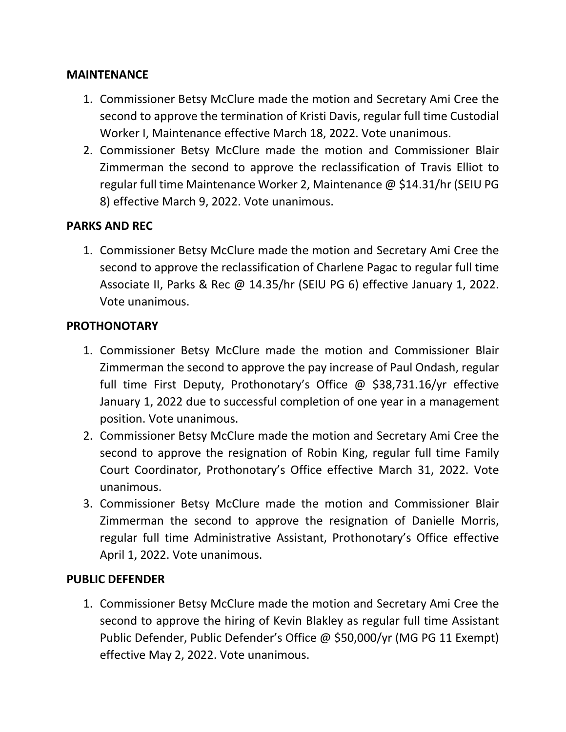**MAINTENANCE**

1. Commissioner Betsy McClure made the motion and Secretary Ami Cree the second to approve the termination of Kristi Davis, regular full time Custodial Worker I, Maintenance effective March 18, 2022. Vote unanimous.
2. Commissioner Betsy McClure made the motion and Commissioner Blair Zimmerman the second to approve the reclassification of Travis Elliot to regular full time Maintenance Worker 2, Maintenance @ $14.31/hr (SEIU PG 8) effective March 9, 2022. Vote unanimous.

**PARKS AND REC**

1. Commissioner Betsy McClure made the motion and Secretary Ami Cree the second to approve the reclassification of Charlene Pagac to regular full time Associate II, Parks & Rec @ 14.35/hr (SEIU PG 6) effective January 1, 2022. Vote unanimous.

**PROTHONOTARY**

1. Commissioner Betsy McClure made the motion and Commissioner Blair Zimmerman the second to approve the pay increase of Paul Ondash, regular full time First Deputy, Prothonotary's Office @ $38,731.16/yr effective January 1, 2022 due to successful completion of one year in a management position. Vote unanimous.
2. Commissioner Betsy McClure made the motion and Secretary Ami Cree the second to approve the resignation of Robin King, regular full time Family Court Coordinator, Prothonotary's Office effective March 31, 2022. Vote unanimous.
3. Commissioner Betsy McClure made the motion and Commissioner Blair Zimmerman the second to approve the resignation of Danielle Morris, regular full time Administrative Assistant, Prothonotary's Office effective April 1, 2022. Vote unanimous.

**PUBLIC DEFENDER**

1. Commissioner Betsy McClure made the motion and Secretary Ami Cree the second to approve the hiring of Kevin Blakley as regular full time Assistant Public Defender, Public Defender's Office @ $50,000/yr (MG PG 11 Exempt) effective May 2, 2022. Vote unanimous.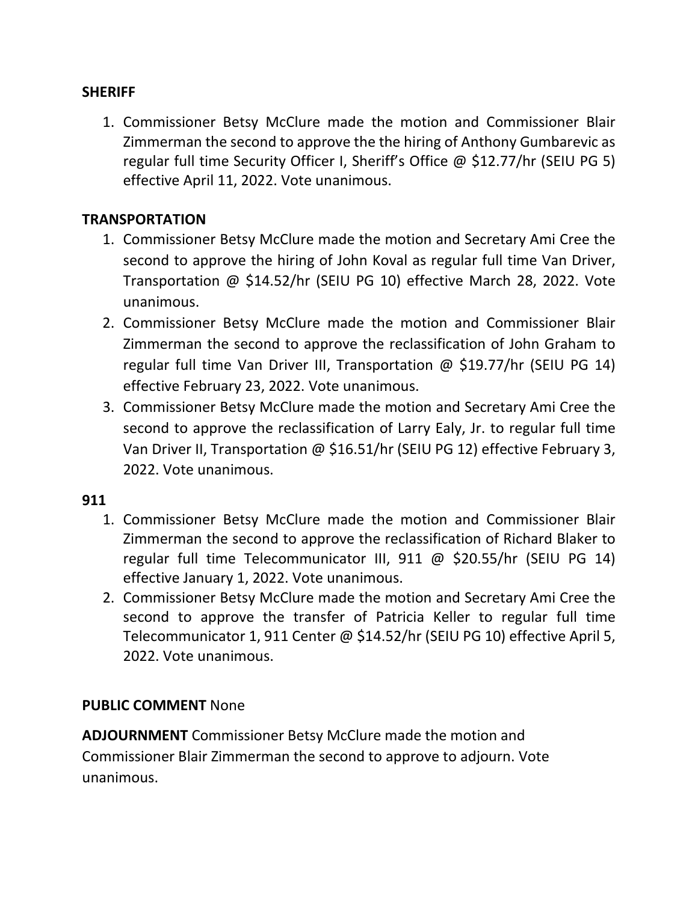**SHERIFF**

1. Commissioner Betsy McClure made the motion and Commissioner Blair Zimmerman the second to approve the the hiring of Anthony Gumbarevic as regular full time Security Officer I, Sheriff's Office @ $12.77/hr (SEIU PG 5) effective April 11, 2022. Vote unanimous.

**TRANSPORTATION**

1. Commissioner Betsy McClure made the motion and Secretary Ami Cree the second to approve the hiring of John Koval as regular full time Van Driver, Transportation @ $14.52/hr (SEIU PG 10) effective March 28, 2022. Vote unanimous.
2. Commissioner Betsy McClure made the motion and Commissioner Blair Zimmerman the second to approve the reclassification of John Graham to regular full time Van Driver III, Transportation @ $19.77/hr (SEIU PG 14) effective February 23, 2022. Vote unanimous.
3. Commissioner Betsy McClure made the motion and Secretary Ami Cree the second to approve the reclassification of Larry Ealy, Jr. to regular full time Van Driver II, Transportation @ $16.51/hr (SEIU PG 12) effective February 3, 2022. Vote unanimous.

**911**

1. Commissioner Betsy McClure made the motion and Commissioner Blair Zimmerman the second to approve the reclassification of Richard Blaker to regular full time Telecommunicator III, 911 @ $20.55/hr (SEIU PG 14) effective January 1, 2022. Vote unanimous.
2. Commissioner Betsy McClure made the motion and Secretary Ami Cree the second to approve the transfer of Patricia Keller to regular full time Telecommunicator 1, 911 Center @ $14.52/hr (SEIU PG 10) effective April 5, 2022. Vote unanimous.

**PUBLIC COMMENT** None

**ADJOURNMENT** Commissioner Betsy McClure made the motion and Commissioner Blair Zimmerman the second to approve to adjourn. Vote unanimous.